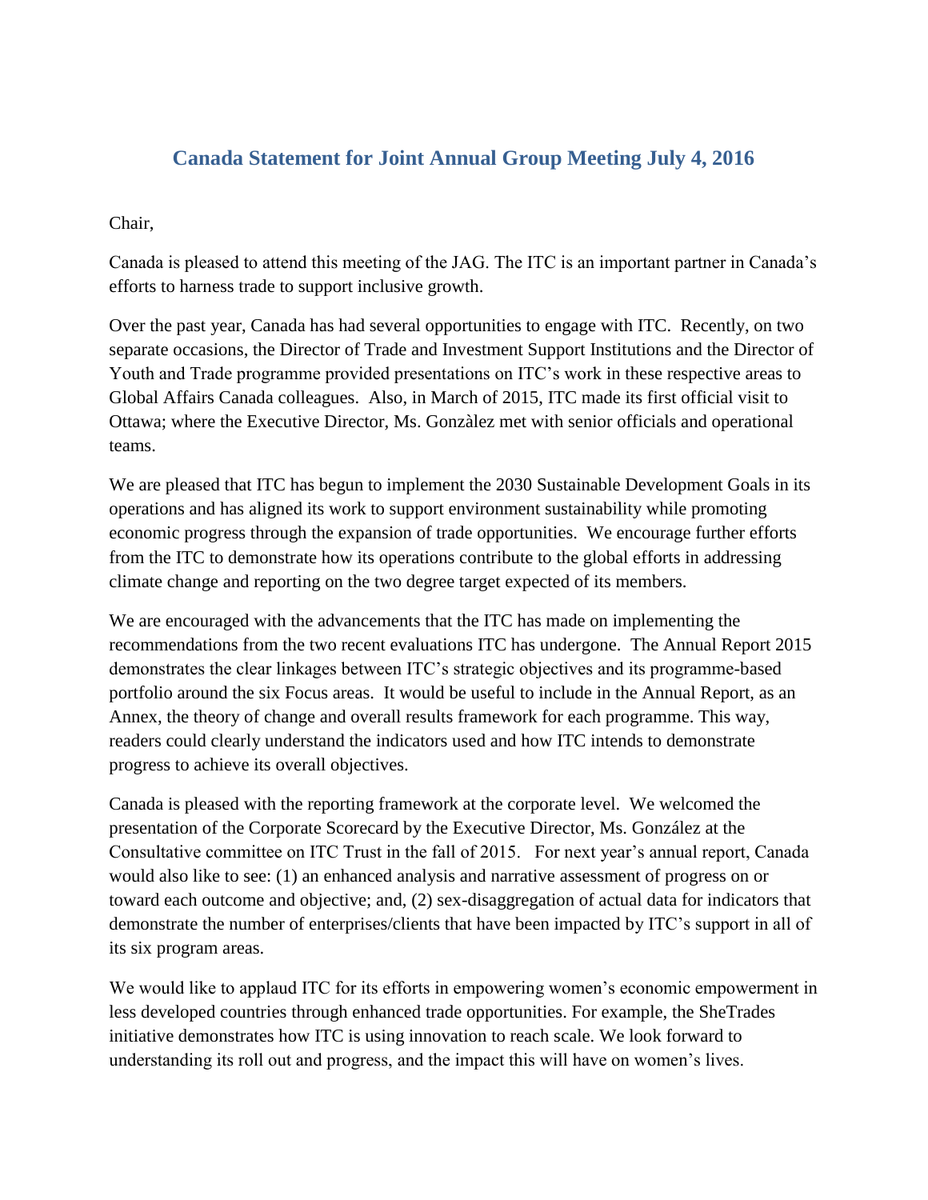# Canada Statement for Joint Annual Group Meeting July 4, 2016

Chair,

Canada is pleased to attend this meeting of the JAG. The ITC is an important partner in Canada's efforts to harness trade to support inclusive growth.

Over the past year, Canada has had several opportunities to engage with ITC. Recently, on two separate occasions, the Director of Trade and Investment Support Institutions and the Director of Youth and Trade programme provided presentations on ITC's work in these respective areas to Global Affairs Canada colleagues. Also, in March of 2015, ITC made its first official visit to Ottawa; where the Executive Director, Ms. Gonzàlez met with senior officials and operational teams.

We are pleased that ITC has begun to implement the 2030 Sustainable Development Goals in its operations and has aligned its work to support environment sustainability while promoting economic progress through the expansion of trade opportunities. We encourage further efforts from the ITC to demonstrate how its operations contribute to the global efforts in addressing climate change and reporting on the two degree target expected of its members.

We are encouraged with the advancements that the ITC has made on implementing the recommendations from the two recent evaluations ITC has undergone. The Annual Report 2015 demonstrates the clear linkages between ITC's strategic objectives and its programme-based portfolio around the six Focus areas. It would be useful to include in the Annual Report, as an Annex, the theory of change and overall results framework for each programme. This way, readers could clearly understand the indicators used and how ITC intends to demonstrate progress to achieve its overall objectives.

Canada is pleased with the reporting framework at the corporate level. We welcomed the presentation of the Corporate Scorecard by the Executive Director, Ms. González at the Consultative committee on ITC Trust in the fall of 2015. For next year's annual report, Canada would also like to see: (1) an enhanced analysis and narrative assessment of progress on or toward each outcome and objective; and, (2) sex-disaggregation of actual data for indicators that demonstrate the number of enterprises/clients that have been impacted by ITC's support in all of its six program areas.

We would like to applaud ITC for its efforts in empowering women's economic empowerment in less developed countries through enhanced trade opportunities. For example, the SheTrades initiative demonstrates how ITC is using innovation to reach scale. We look forward to understanding its roll out and progress, and the impact this will have on women's lives.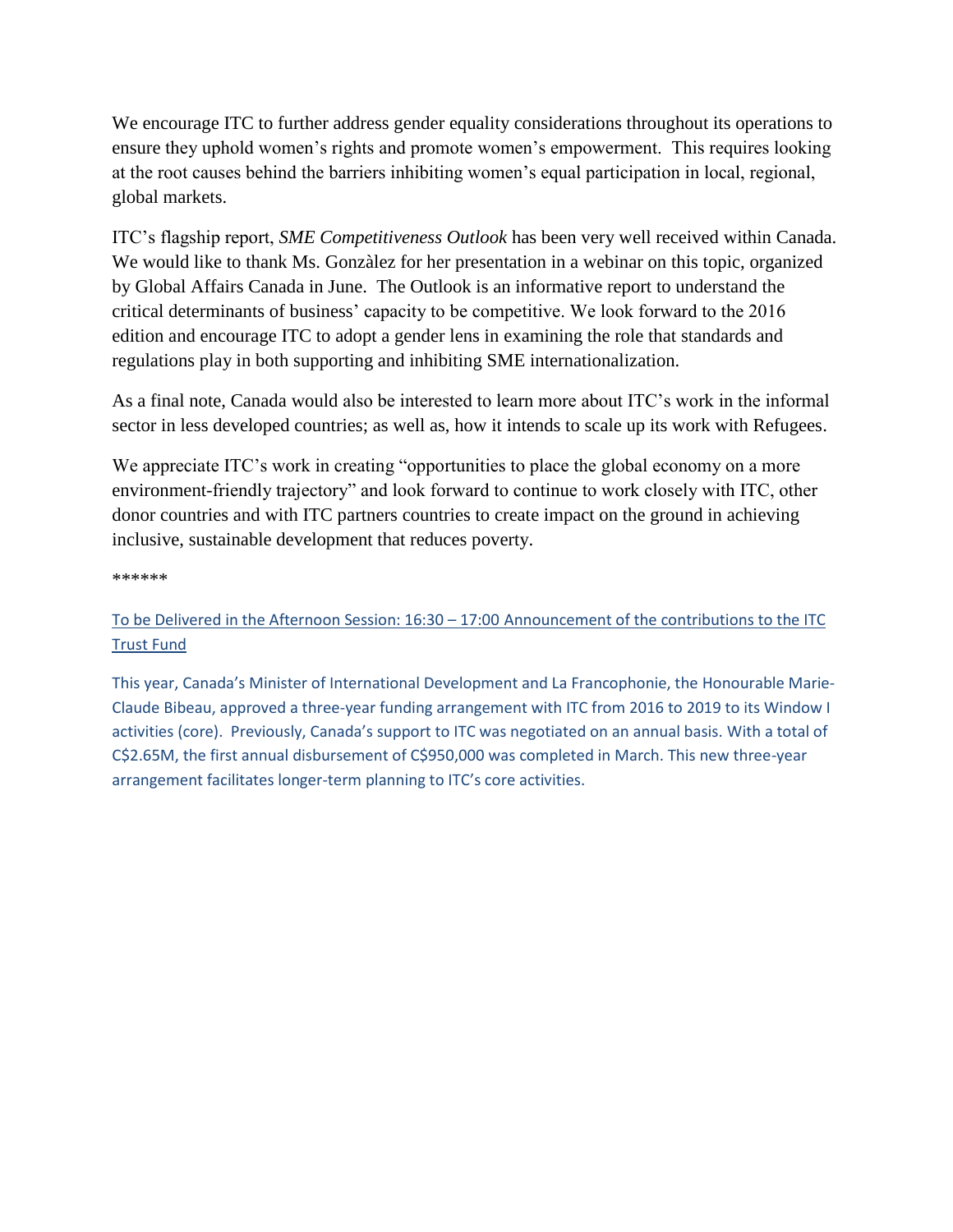We encourage ITC to further address gender equality considerations throughout its operations to ensure they uphold women's rights and promote women's empowerment. This requires looking at the root causes behind the barriers inhibiting women's equal participation in local, regional, global markets.

ITC's flagship report, *SME Competitiveness Outlook* has been very well received within Canada. We would like to thank Ms. Gonzàlez for her presentation in a webinar on this topic, organized by Global Affairs Canada in June. The Outlook is an informative report to understand the critical determinants of business' capacity to be competitive. We look forward to the 2016 edition and encourage ITC to adopt a gender lens in examining the role that standards and regulations play in both supporting and inhibiting SME internationalization.

As a final note, Canada would also be interested to learn more about ITC's work in the informal sector in less developed countries; as well as, how it intends to scale up its work with Refugees.

We appreciate ITC's work in creating "opportunities to place the global economy on a more environment-friendly trajectory" and look forward to continue to work closely with ITC, other donor countries and with ITC partners countries to create impact on the ground in achieving inclusive, sustainable development that reduces poverty.

******

To be Delivered in the Afternoon Session: 16:30 – 17:00 Announcement of the contributions to the ITC Trust Fund

This year, Canada's Minister of International Development and La Francophonie, the Honourable Marie-Claude Bibeau, approved a three-year funding arrangement with ITC from 2016 to 2019 to its Window I activities (core). Previously, Canada's support to ITC was negotiated on an annual basis. With a total of C$2.65M, the first annual disbursement of C$950,000 was completed in March. This new three-year arrangement facilitates longer-term planning to ITC's core activities.